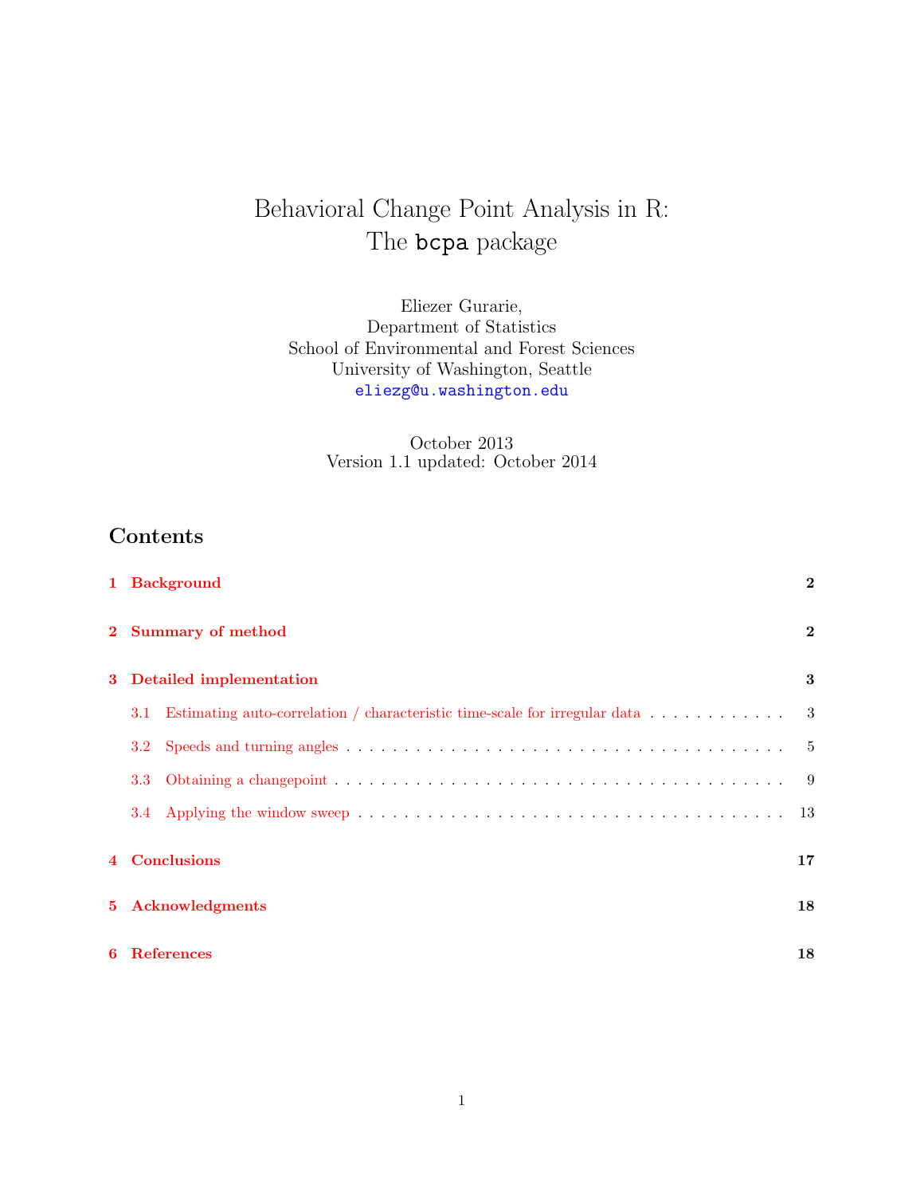# Behavioral Change Point Analysis in R: The bcpa package

Eliezer Gurarie,
Department of Statistics
School of Environmental and Forest Sciences
University of Washington, Seattle
eliezg@u.washington.edu

October 2013
Version 1.1 updated: October 2014

## Contents

1 Background ... 2

2 Summary of method ... 2

3 Detailed implementation ... 3

- 3.1 Estimating auto-correlation / characteristic time-scale for irregular data ... 3
- 3.2 Speeds and turning angles ... 5
- 3.3 Obtaining a changepoint ... 9
- 3.4 Applying the window sweep ... 13

4 Conclusions ... 17

5 Acknowledgments ... 18

6 References ... 18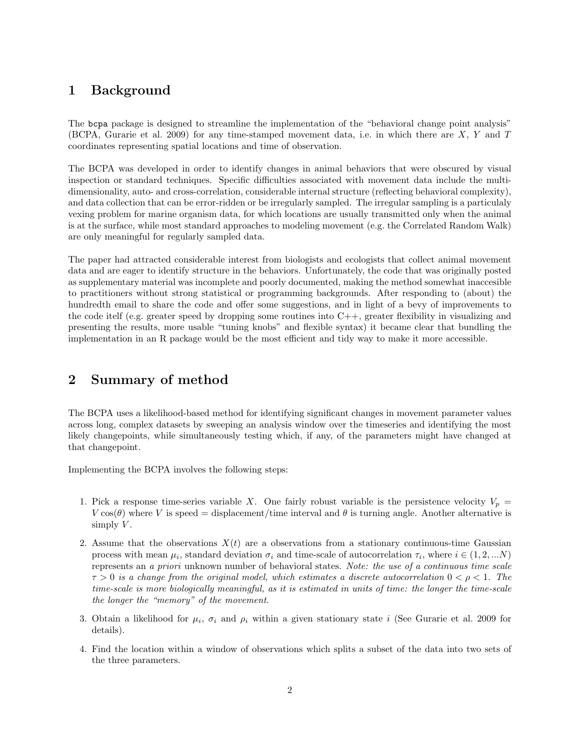## 1 Background

The `bcpa` package is designed to streamline the implementation of the "behavioral change point analysis" (BCPA, Gurarie et al. 2009) for any time-stamped movement data, i.e. in which there are $X$, $Y$ and $T$ coordinates representing spatial locations and time of observation.

The BCPA was developed in order to identify changes in animal behaviors that were obscured by visual inspection or standard techniques. Specific difficulties associated with movement data include the multi-dimensionality, auto- and cross-correlation, considerable internal structure (reflecting behavioral complexity), and data collection that can be error-ridden or be irregularly sampled. The irregular sampling is a particulaly vexing problem for marine organism data, for which locations are usually transmitted only when the animal is at the surface, while most standard approaches to modeling movement (e.g. the Correlated Random Walk) are only meaningful for regularly sampled data.

The paper had attracted considerable interest from biologists and ecologists that collect animal movement data and are eager to identify structure in the behaviors. Unfortunately, the code that was originally posted as supplementary material was incomplete and poorly documented, making the method somewhat inaccesible to practitioners without strong statistical or programming backgrounds. After responding to (about) the hundredth email to share the code and offer some suggestions, and in light of a bevy of improvements to the code itelf (e.g. greater speed by dropping some routines into C++, greater flexibility in visualizing and presenting the results, more usable "tuning knobs" and flexible syntax) it became clear that bundling the implementation in an R package would be the most efficient and tidy way to make it more accessible.

## 2 Summary of method

The BCPA uses a likelihood-based method for identifying significant changes in movement parameter values across long, complex datasets by sweeping an analysis window over the timeseries and identifying the most likely changepoints, while simultaneously testing which, if any, of the parameters might have changed at that changepoint.

Implementing the BCPA involves the following steps:

1. Pick a response time-series variable $X$. One fairly robust variable is the persistence velocity $V_p = V\cos(\theta)$ where $V$ is speed = displacement/time interval and $\theta$ is turning angle. Another alternative is simply $V$.
2. Assume that the observations $X(t)$ are a observations from a stationary continuous-time Gaussian process with mean $\mu_i$, standard deviation $\sigma_i$ and time-scale of autocorrelation $\tau_i$, where $i \in (1, 2, ...N)$ represents an *a priori* unknown number of behavioral states. *Note: the use of a continuous time scale $\tau > 0$ is a change from the original model, which estimates a discrete autocorrelation $0 < \rho < 1$. The time-scale is more biologically meaningful, as it is estimated in units of time: the longer the time-scale the longer the "memory" of the movement.*
3. Obtain a likelihood for $\mu_i$, $\sigma_i$ and $\rho_i$ within a given stationary state $i$ (See Gurarie et al. 2009 for details).
4. Find the location within a window of observations which splits a subset of the data into two sets of the three parameters.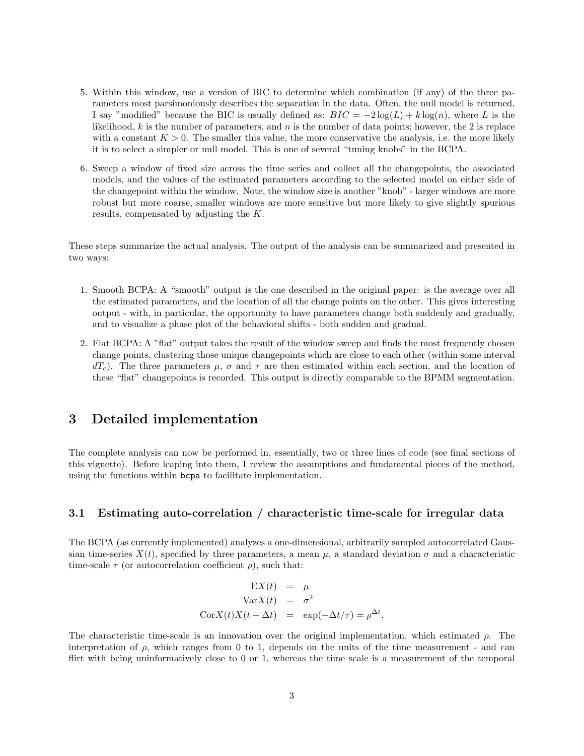5. Within this window, use a version of BIC to determine which combination (if any) of the three parameters most parsimoniously describes the separation in the data. Often, the null model is returned. I say "modified" because the BIC is usually defined as: $BIC = -2\log(L) + k\log(n)$, where $L$ is the likelihood, $k$ is the number of parameters, and $n$ is the number of data points; however, the 2 is replace with a constant $K > 0$. The smaller this value, the more conservative the analysis, i.e. the more likely it is to select a simpler or null model. This is one of several "tuning knobs" in the BCPA.

6. Sweep a window of fixed size across the time series and collect all the changepoints, the associated models, and the values of the estimated parameters according to the selected model on either side of the changepoint within the window. Note, the window size is another "knob" - larger windows are more robust but more coarse, smaller windows are more sensitive but more likely to give slightly spurious results, compensated by adjusting the $K$.

These steps summarize the actual analysis. The output of the analysis can be summarized and presented in two ways:

1. Smooth BCPA: A "smooth" output is the one described in the original paper: is the average over all the estimated parameters, and the location of all the change points on the other. This gives interesting output - with, in particular, the opportunity to have parameters change both suddenly and gradually, and to visualize a phase plot of the behavioral shifts - both sudden and gradual.

2. Flat BCPA: A "flat" output takes the result of the window sweep and finds the most frequently chosen change points, clustering those unique changepoints which are close to each other (within some interval $dT_c$). The three parameters $\mu$, $\sigma$ and $\tau$ are then estimated within each section, and the location of these "flat" changepoints is recorded. This output is directly comparable to the BPMM segmentation.

# 3 Detailed implementation

The complete analysis can now be performed in, essentially, two or three lines of code (see final sections of this vignette). Before leaping into them, I review the assumptions and fundamental pieces of the method, using the functions within `bcpa` to facilitate implementation.

## 3.1 Estimating auto-correlation / characteristic time-scale for irregular data

The BCPA (as currently implemented) analyzes a one-dimensional, arbitrarily sampled autocorrelated Gaussian time-series $X(t)$, specified by three parameters, a mean $\mu$, a standard deviation $\sigma$ and a characteristic time-scale $\tau$ (or autocorrelation coefficient $\rho$), such that:

$$
\begin{aligned}
\mathrm{E}X(t) &= \mu \\
\mathrm{Var}X(t) &= \sigma^2 \\
\mathrm{Cor}X(t)X(t-\Delta t) &= \exp(-\Delta t/\tau) = \rho^{\Delta t},
\end{aligned}
$$

The characteristic time-scale is an innovation over the original implementation, which estimated $\rho$. The interpretation of $\rho$, which ranges from 0 to 1, depends on the units of the time measurement - and can flirt with being uninformatively close to 0 or 1, whereas the time scale is a measurement of the temporal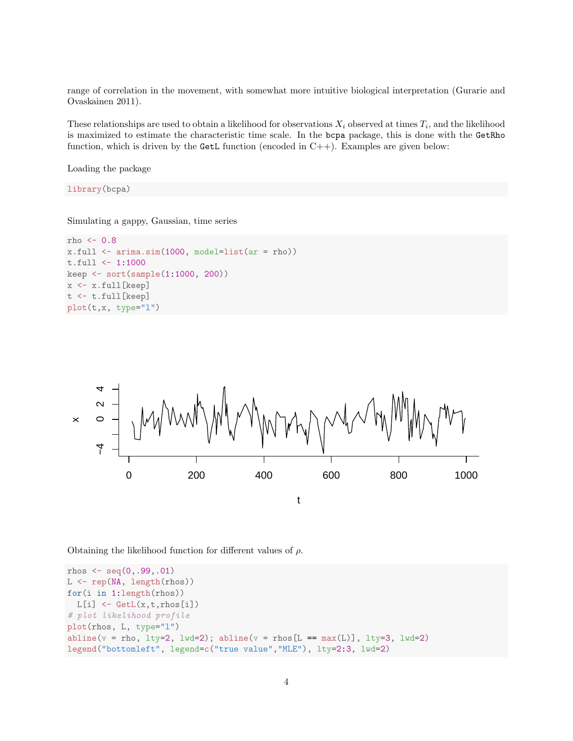range of correlation in the movement, with somewhat more intuitive biological interpretation (Gurarie and Ovaskainen 2011).

These relationships are used to obtain a likelihood for observations $X_i$ observed at times $T_i$, and the likelihood is maximized to estimate the characteristic time scale. In the `bcpa` package, this is done with the `GetRho` function, which is driven by the `GetL` function (encoded in C++). Examples are given below:

Loading the package

```
library(bcpa)
```

Simulating a gappy, Gaussian, time series

```
rho <- 0.8
x.full <- arima.sim(1000, model=list(ar = rho))
t.full <- 1:1000
keep <- sort(sample(1:1000, 200))
x <- x.full[keep]
t <- t.full[keep]
plot(t,x, type="l")
```

Obtaining the likelihood function for different values of $\rho$.

```
rhos <- seq(0,.99,.01)
L <- rep(NA, length(rhos))
for(i in 1:length(rhos))
  L[i] <- GetL(x,t,rhos[i])
# plot likelihood profile
plot(rhos, L, type="l")
abline(v = rho, lty=2, lwd=2); abline(v = rhos[L == max(L)], lty=3, lwd=2)
legend("bottomleft", legend=c("true value","MLE"), lty=2:3, lwd=2)
```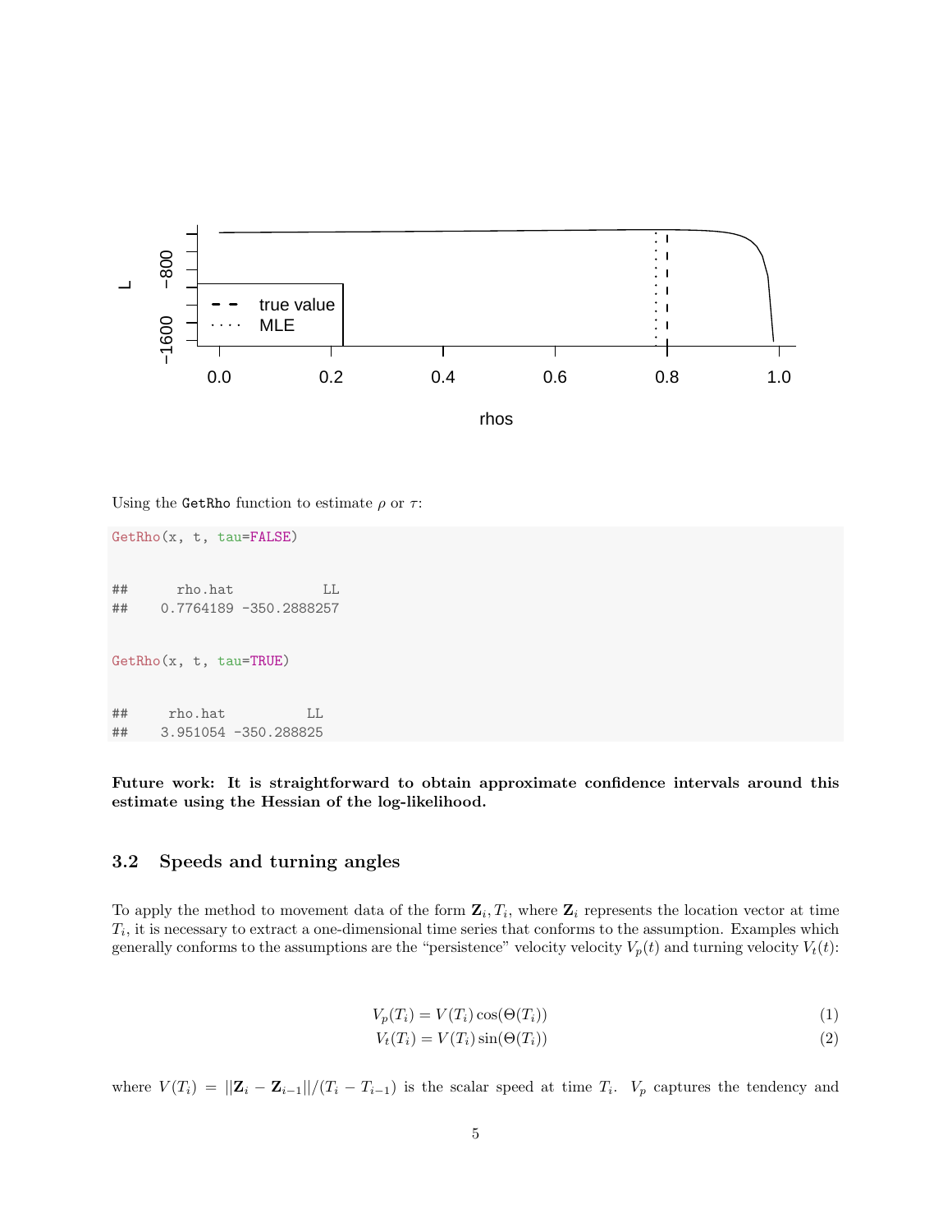Using the `GetRho` function to estimate $\rho$ or $\tau$:

```
GetRho(x, t, tau=FALSE)

##      rho.hat           LL
##    0.7764189 -350.2888257

GetRho(x, t, tau=TRUE)

##     rho.hat          LL
##    3.951054 -350.288825
```

**Future work: It is straightforward to obtain approximate confidence intervals around this estimate using the Hessian of the log-likelihood.**

## 3.2 Speeds and turning angles

To apply the method to movement data of the form $\mathbf{Z}_i, T_i$, where $\mathbf{Z}_i$ represents the location vector at time $T_i$, it is necessary to extract a one-dimensional time series that conforms to the assumption. Examples which generally conforms to the assumptions are the "persistence" velocity velocity $V_p(t)$ and turning velocity $V_t(t)$:

$$V_p(T_i) = V(T_i)\cos(\Theta(T_i)) \tag{1}$$

$$V_t(T_i) = V(T_i)\sin(\Theta(T_i)) \tag{2}$$

where $V(T_i) = ||\mathbf{Z}_i - \mathbf{Z}_{i-1}||/(T_i - T_{i-1})$ is the scalar speed at time $T_i$. $V_p$ captures the tendency and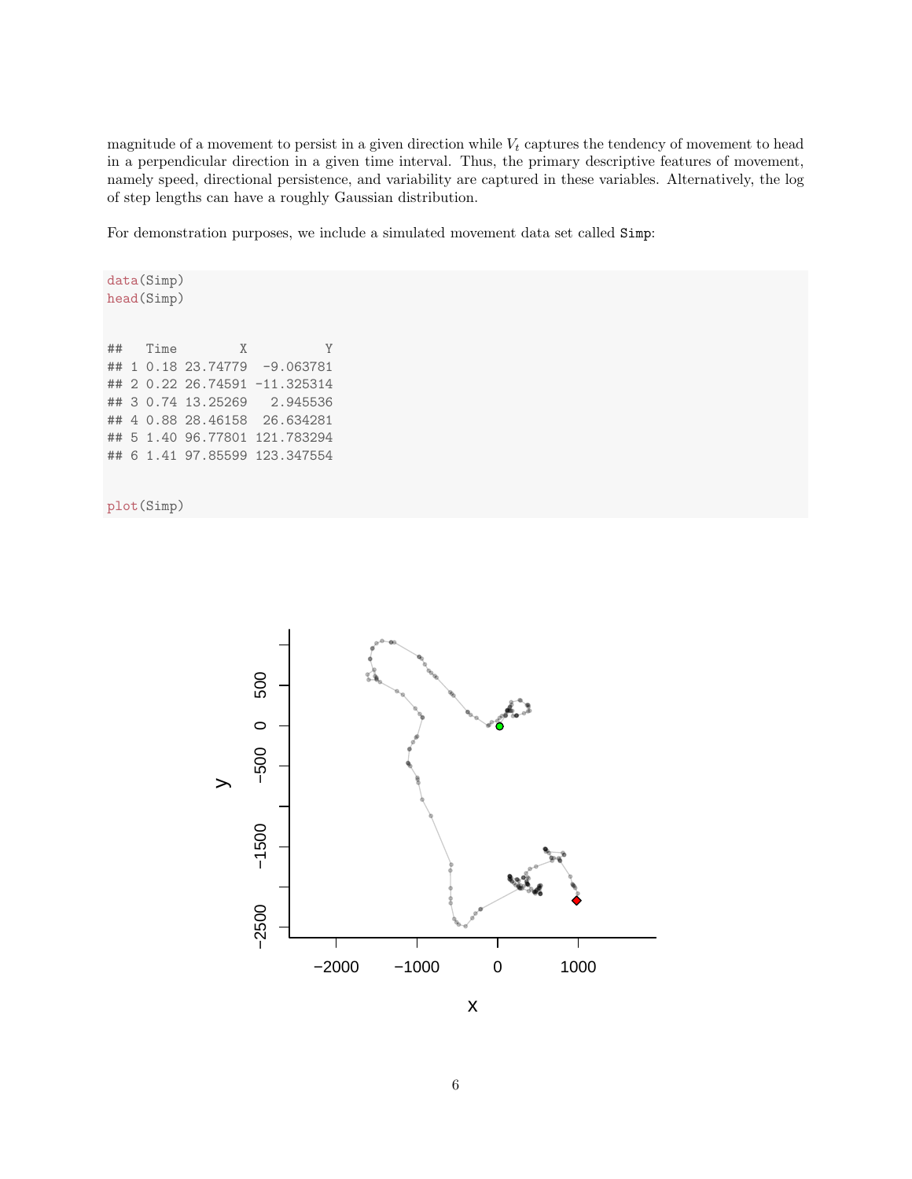magnitude of a movement to persist in a given direction while $V_t$ captures the tendency of movement to head in a perpendicular direction in a given time interval. Thus, the primary descriptive features of movement, namely speed, directional persistence, and variability are captured in these variables. Alternatively, the log of step lengths can have a roughly Gaussian distribution.

For demonstration purposes, we include a simulated movement data set called `Simp`:

```
data(Simp)
head(Simp)
```

```
##   Time        X          Y
## 1 0.18 23.74779  -9.063781
## 2 0.22 26.74591 -11.325314
## 3 0.74 13.25269   2.945536
## 4 0.88 28.46158  26.634281
## 5 1.40 96.77801 121.783294
## 6 1.41 97.85599 123.347554
```

```
plot(Simp)
```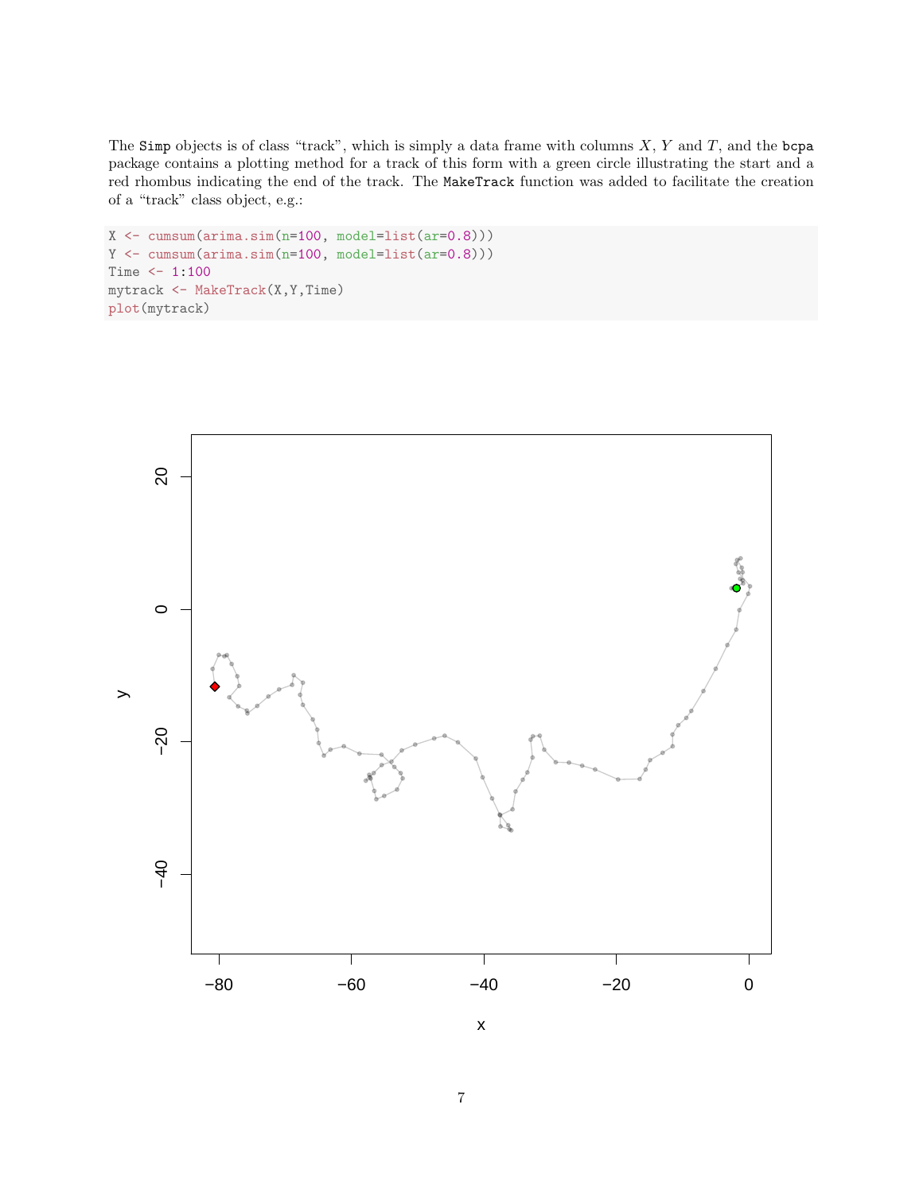The `Simp` objects is of class "track", which is simply a data frame with columns $X$, $Y$ and $T$, and the `bcpa` package contains a plotting method for a track of this form with a green circle illustrating the start and a red rhombus indicating the end of the track. The `MakeTrack` function was added to facilitate the creation of a "track" class object, e.g.:

```
X <- cumsum(arima.sim(n=100, model=list(ar=0.8)))
Y <- cumsum(arima.sim(n=100, model=list(ar=0.8)))
Time <- 1:100
mytrack <- MakeTrack(X,Y,Time)
plot(mytrack)
```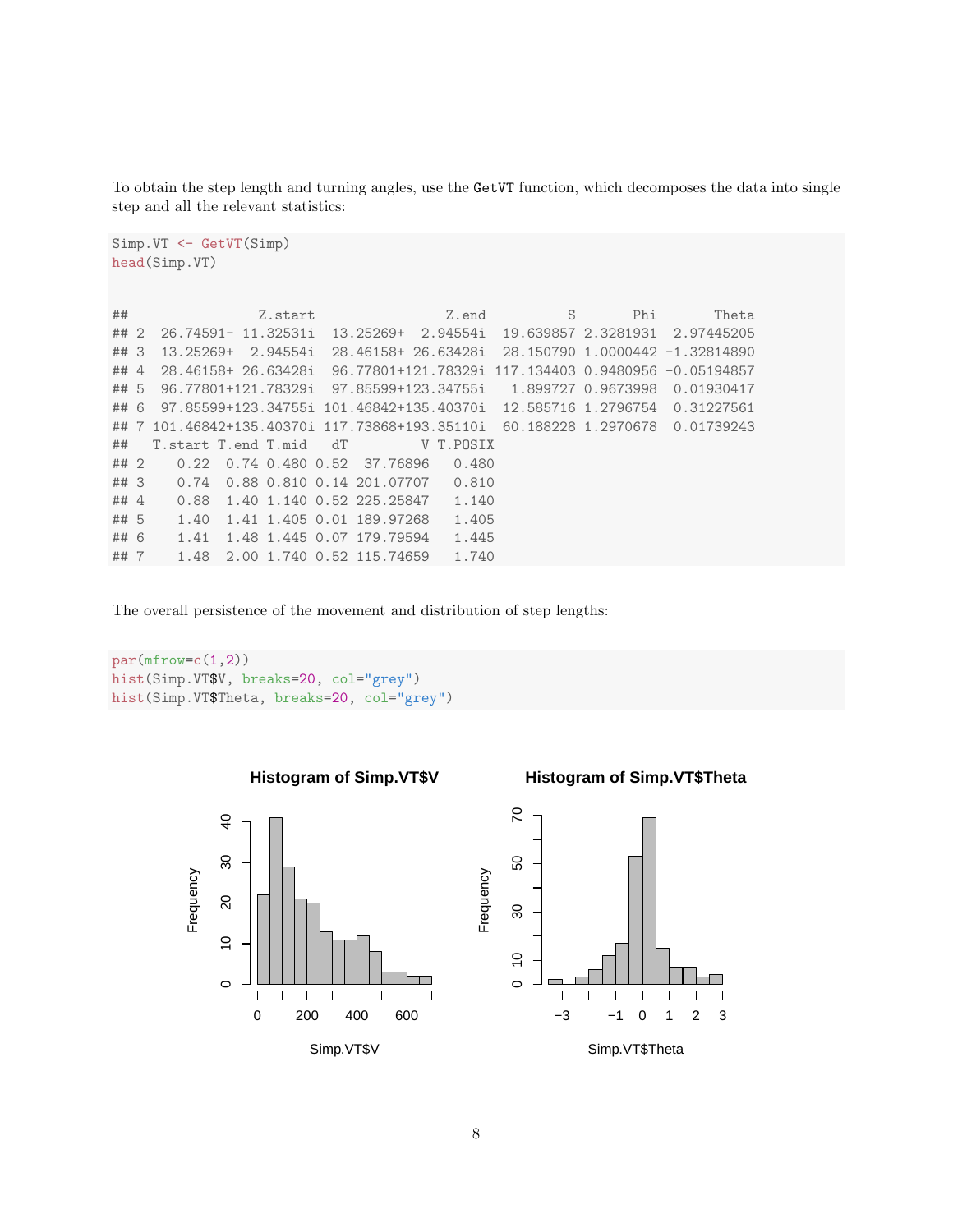To obtain the step length and turning angles, use the `GetVT` function, which decomposes the data into single step and all the relevant statistics:

```
Simp.VT <- GetVT(Simp)
head(Simp.VT)
```

```
##                Z.start               Z.end          S       Phi       Theta
## 2  26.74591- 11.32531i  13.25269+  2.94554i  19.639857 2.3281931  2.97445205
## 3  13.25269+  2.94554i  28.46158+ 26.63428i  28.150790 1.0000442 -1.32814890
## 4  28.46158+ 26.63428i  96.77801+121.78329i 117.134403 0.9480956 -0.05194857
## 5  96.77801+121.78329i  97.85599+123.34755i   1.899727 0.9673998  0.01930417
## 6  97.85599+123.34755i 101.46842+135.40370i  12.585716 1.2796754  0.31227561
## 7 101.46842+135.40370i 117.73868+193.35110i  60.188228 1.2970678  0.01739243
##   T.start T.end T.mid   dT         V T.POSIX
## 2    0.22  0.74 0.480 0.52  37.76896   0.480
## 3    0.74  0.88 0.810 0.14 201.07707   0.810
## 4    0.88  1.40 1.140 0.52 225.25847   1.140
## 5    1.40  1.41 1.405 0.01 189.97268   1.405
## 6    1.41  1.48 1.445 0.07 179.79594   1.445
## 7    1.48  2.00 1.740 0.52 115.74659   1.740
```

The overall persistence of the movement and distribution of step lengths:

```
par(mfrow=c(1,2))
hist(Simp.VT$V, breaks=20, col="grey")
hist(Simp.VT$Theta, breaks=20, col="grey")
```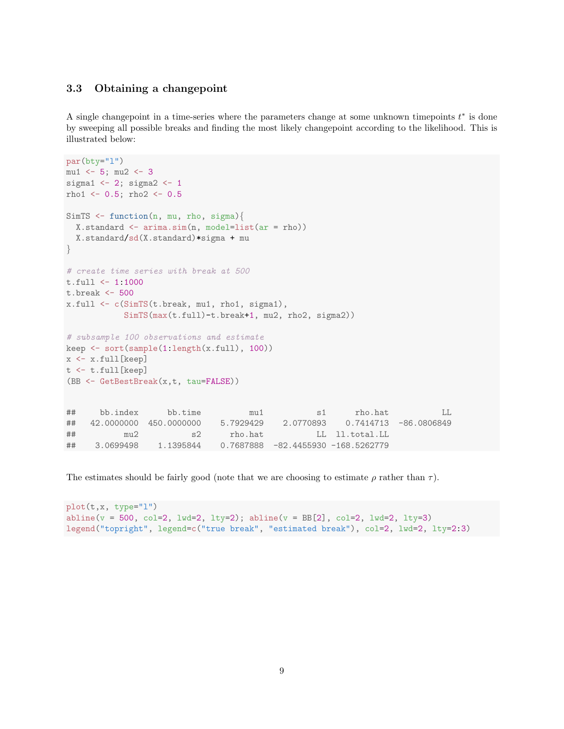### 3.3 Obtaining a changepoint

A single changepoint in a time-series where the parameters change at some unknown timepoints $t^*$ is done by sweeping all possible breaks and finding the most likely changepoint according to the likelihood. This is illustrated below:

```
par(bty="l")
mu1 <- 5; mu2 <- 3
sigma1 <- 2; sigma2 <- 1
rho1 <- 0.5; rho2 <- 0.5

SimTS <- function(n, mu, rho, sigma){
  X.standard <- arima.sim(n, model=list(ar = rho))
  X.standard/sd(X.standard)*sigma + mu
}

# create time series with break at 500
t.full <- 1:1000
t.break <- 500
x.full <- c(SimTS(t.break, mu1, rho1, sigma1),
            SimTS(max(t.full)-t.break+1, mu2, rho2, sigma2))

# subsample 100 observations and estimate
keep <- sort(sample(1:length(x.full), 100))
x <- x.full[keep]
t <- t.full[keep]
(BB <- GetBestBreak(x,t, tau=FALSE))
```

```
##     bb.index      bb.time          mu1           s1      rho.hat           LL
##   42.0000000  450.0000000    5.7929429    2.0770893    0.7414713  -86.0806849
##          mu2           s2      rho.hat           LL  ll.total.LL
##    3.0699498    1.1395844    0.7687888  -82.4455930 -168.5262779
```

The estimates should be fairly good (note that we are choosing to estimate $\rho$ rather than $\tau$).

```
plot(t,x, type="l")
abline(v = 500, col=2, lwd=2, lty=2); abline(v = BB[2], col=2, lwd=2, lty=3)
legend("topright", legend=c("true break", "estimated break"), col=2, lwd=2, lty=2:3)
```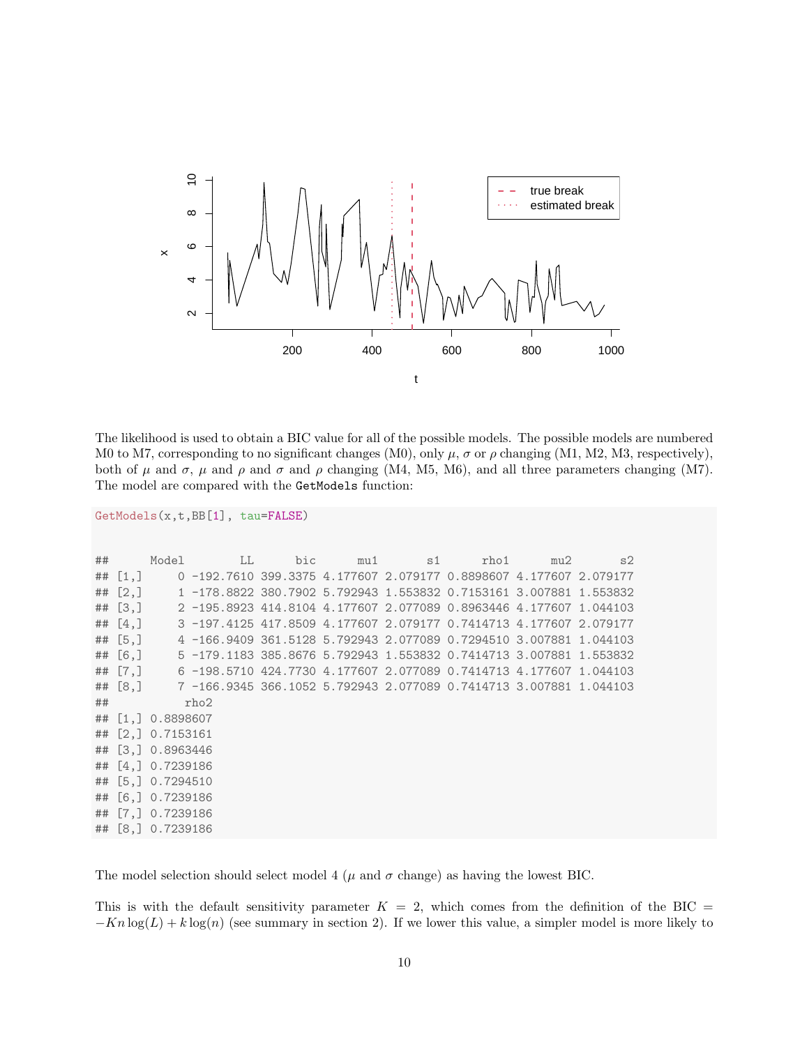The likelihood is used to obtain a BIC value for all of the possible models. The possible models are numbered M0 to M7, corresponding to no significant changes (M0), only $\mu$, $\sigma$ or $\rho$ changing (M1, M2, M3, respectively), both of $\mu$ and $\sigma$, $\mu$ and $\rho$ and $\sigma$ and $\rho$ changing (M4, M5, M6), and all three parameters changing (M7). The model are compared with the `GetModels` function:

```
GetModels(x,t,BB[1], tau=FALSE)
```

```
##      Model        LL      bic      mu1       s1      rho1      mu2       s2
## [1,]     0 -192.7610 399.3375 4.177607 2.079177 0.8898607 4.177607 2.079177
## [2,]     1 -178.8822 380.7902 5.792943 1.553832 0.7153161 3.007881 1.553832
## [3,]     2 -195.8923 414.8104 4.177607 2.077089 0.8963446 4.177607 1.044103
## [4,]     3 -197.4125 417.8509 4.177607 2.079177 0.7414713 4.177607 2.079177
## [5,]     4 -166.9409 361.5128 5.792943 2.077089 0.7294510 3.007881 1.044103
## [6,]     5 -179.1183 385.8676 5.792943 1.553832 0.7414713 3.007881 1.553832
## [7,]     6 -198.5710 424.7730 4.177607 2.077089 0.7414713 4.177607 1.044103
## [8,]     7 -166.9345 366.1052 5.792943 2.077089 0.7414713 3.007881 1.044103
##           rho2
## [1,] 0.8898607
## [2,] 0.7153161
## [3,] 0.8963446
## [4,] 0.7239186
## [5,] 0.7294510
## [6,] 0.7239186
## [7,] 0.7239186
## [8,] 0.7239186
```

The model selection should select model 4 ($\mu$ and $\sigma$ change) as having the lowest BIC.

This is with the default sensitivity parameter $K = 2$, which comes from the definition of the BIC $= -Kn\log(L) + k\log(n)$ (see summary in section 2). If we lower this value, a simpler model is more likely to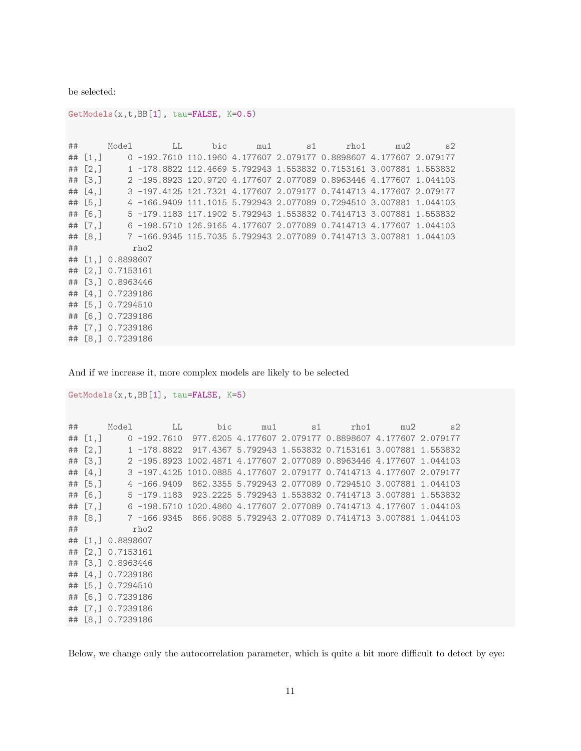be selected:

```
GetModels(x,t,BB[1], tau=FALSE, K=0.5)
```

```
##      Model        LL      bic      mu1       s1      rho1      mu2       s2
## [1,]     0 -192.7610 110.1960 4.177607 2.079177 0.8898607 4.177607 2.079177
## [2,]     1 -178.8822 112.4669 5.792943 1.553832 0.7153161 3.007881 1.553832
## [3,]     2 -195.8923 120.9720 4.177607 2.077089 0.8963446 4.177607 1.044103
## [4,]     3 -197.4125 121.7321 4.177607 2.079177 0.7414713 4.177607 2.079177
## [5,]     4 -166.9409 111.1015 5.792943 2.077089 0.7294510 3.007881 1.044103
## [6,]     5 -179.1183 117.1902 5.792943 1.553832 0.7414713 3.007881 1.553832
## [7,]     6 -198.5710 126.9165 4.177607 2.077089 0.7414713 4.177607 1.044103
## [8,]     7 -166.9345 115.7035 5.792943 2.077089 0.7414713 3.007881 1.044103
##           rho2
## [1,] 0.8898607
## [2,] 0.7153161
## [3,] 0.8963446
## [4,] 0.7239186
## [5,] 0.7294510
## [6,] 0.7239186
## [7,] 0.7239186
## [8,] 0.7239186
```

And if we increase it, more complex models are likely to be selected

```
GetModels(x,t,BB[1], tau=FALSE, K=5)
```

```
##      Model        LL       bic      mu1       s1      rho1      mu2       s2
## [1,]     0 -192.7610  977.6205 4.177607 2.079177 0.8898607 4.177607 2.079177
## [2,]     1 -178.8822  917.4367 5.792943 1.553832 0.7153161 3.007881 1.553832
## [3,]     2 -195.8923 1002.4871 4.177607 2.077089 0.8963446 4.177607 1.044103
## [4,]     3 -197.4125 1010.0885 4.177607 2.079177 0.7414713 4.177607 2.079177
## [5,]     4 -166.9409  862.3355 5.792943 2.077089 0.7294510 3.007881 1.044103
## [6,]     5 -179.1183  923.2225 5.792943 1.553832 0.7414713 3.007881 1.553832
## [7,]     6 -198.5710 1020.4860 4.177607 2.077089 0.7414713 4.177607 1.044103
## [8,]     7 -166.9345  866.9088 5.792943 2.077089 0.7414713 3.007881 1.044103
##           rho2
## [1,] 0.8898607
## [2,] 0.7153161
## [3,] 0.8963446
## [4,] 0.7239186
## [5,] 0.7294510
## [6,] 0.7239186
## [7,] 0.7239186
## [8,] 0.7239186
```

Below, we change only the autocorrelation parameter, which is quite a bit more difficult to detect by eye: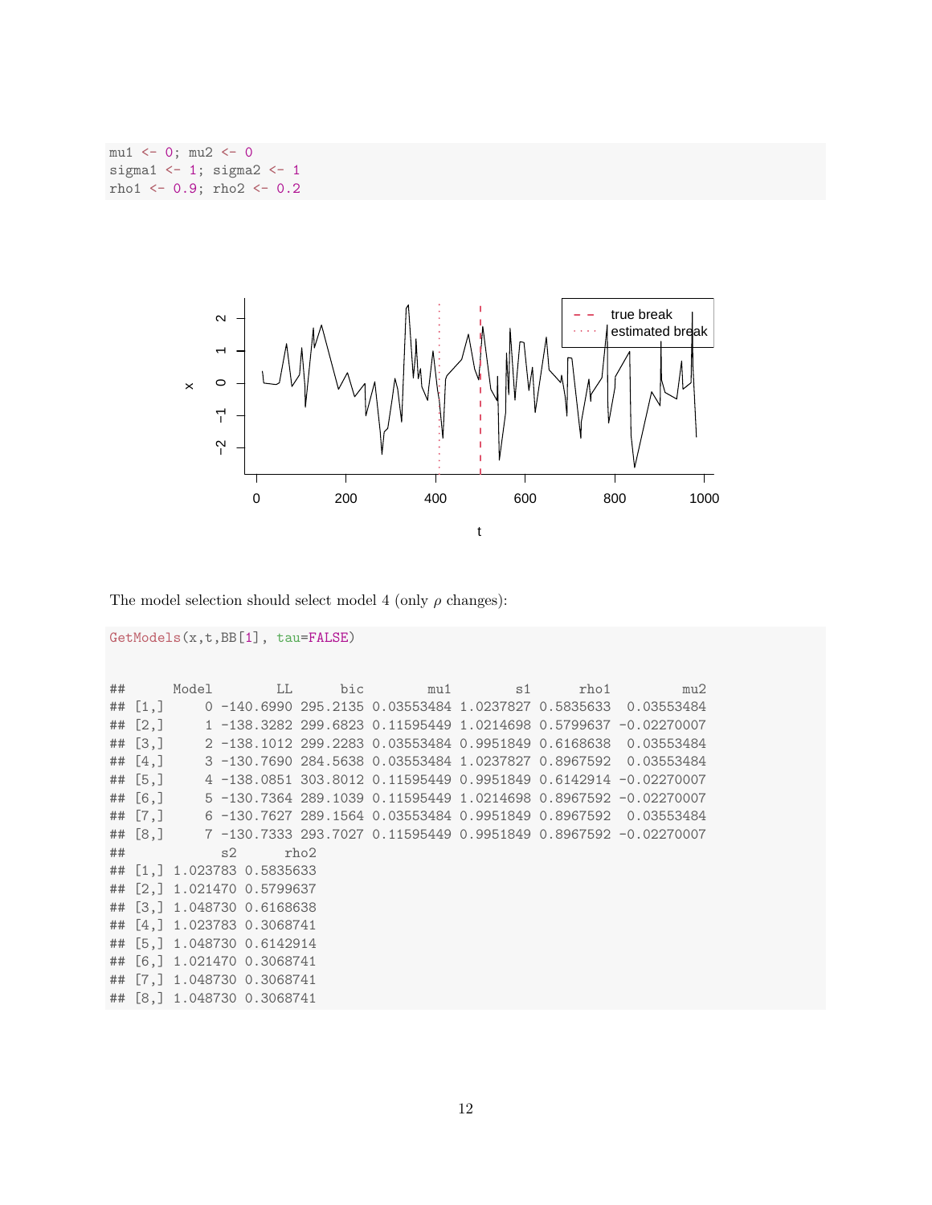```r
mu1 <- 0; mu2 <- 0
sigma1 <- 1; sigma2 <- 1
rho1 <- 0.9; rho2 <- 0.2
```

The model selection should select model 4 (only $\rho$ changes):

```r
GetModels(x,t,BB[1], tau=FALSE)
```

```
##      Model        LL      bic        mu1        s1      rho1         mu2
## [1,]     0 -140.6990 295.2135 0.03553484 1.0237827 0.5835633  0.03553484
## [2,]     1 -138.3282 299.6823 0.11595449 1.0214698 0.5799637 -0.02270007
## [3,]     2 -138.1012 299.2283 0.03553484 0.9951849 0.6168638  0.03553484
## [4,]     3 -130.7690 284.5638 0.03553484 1.0237827 0.8967592  0.03553484
## [5,]     4 -138.0851 303.8012 0.11595449 0.9951849 0.6142914 -0.02270007
## [6,]     5 -130.7364 289.1039 0.11595449 1.0214698 0.8967592 -0.02270007
## [7,]     6 -130.7627 289.1564 0.03553484 0.9951849 0.8967592  0.03553484
## [8,]     7 -130.7333 293.7027 0.11595449 0.9951849 0.8967592 -0.02270007
##            s2      rho2
## [1,] 1.023783 0.5835633
## [2,] 1.021470 0.5799637
## [3,] 1.048730 0.6168638
## [4,] 1.023783 0.3068741
## [5,] 1.048730 0.6142914
## [6,] 1.021470 0.3068741
## [7,] 1.048730 0.3068741
## [8,] 1.048730 0.3068741
```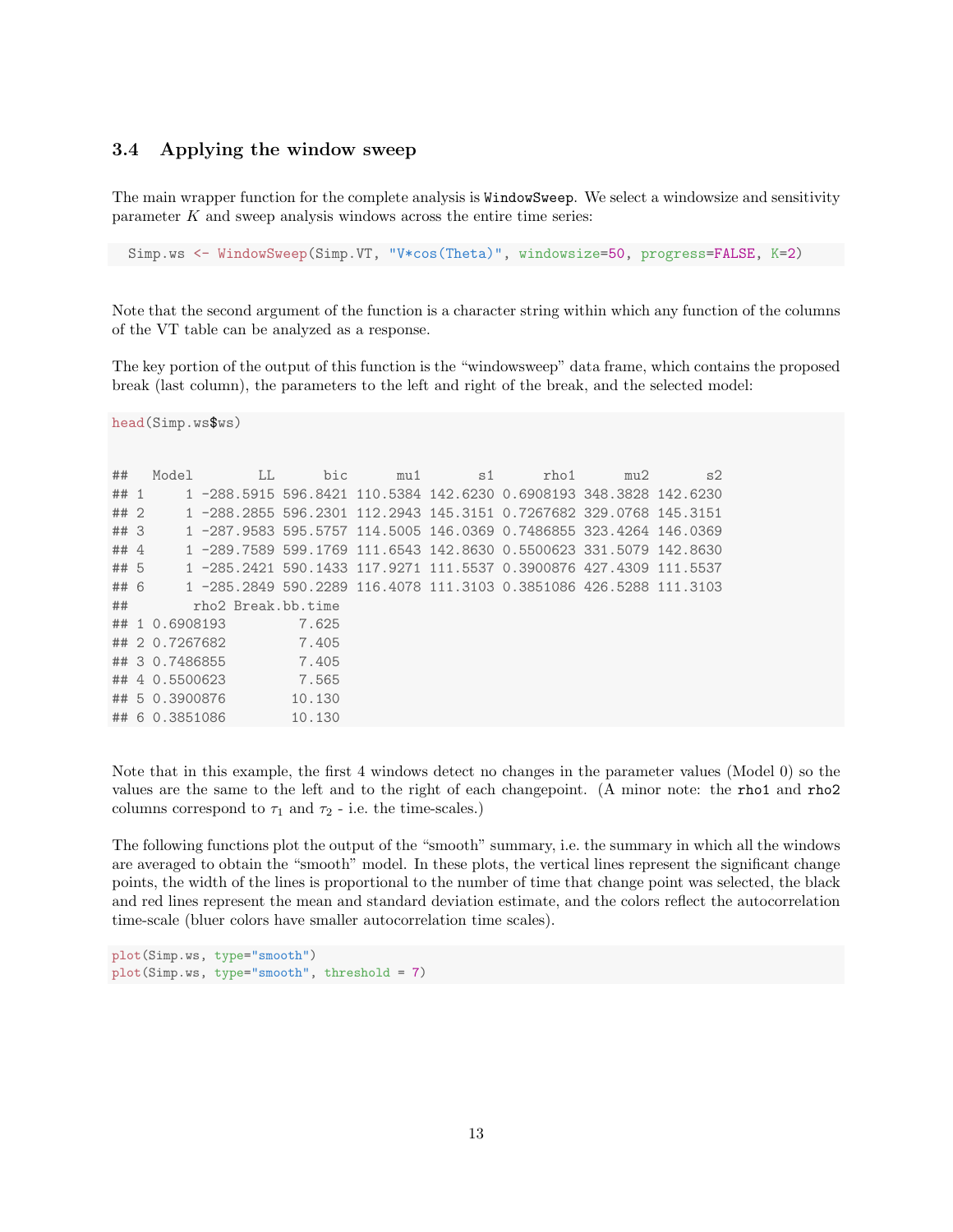### 3.4 Applying the window sweep

The main wrapper function for the complete analysis is `WindowSweep`. We select a windowsize and sensitivity parameter $K$ and sweep analysis windows across the entire time series:

```
Simp.ws <- WindowSweep(Simp.VT, "V*cos(Theta)", windowsize=50, progress=FALSE, K=2)
```

Note that the second argument of the function is a character string within which any function of the columns of the VT table can be analyzed as a response.

The key portion of the output of this function is the "windowsweep" data frame, which contains the proposed break (last column), the parameters to the left and right of the break, and the selected model:

```
head(Simp.ws$ws)
```

```
##   Model        LL      bic      mu1       s1      rho1      mu2       s2
## 1     1 -288.5915 596.8421 110.5384 142.6230 0.6908193 348.3828 142.6230
## 2     1 -288.2855 596.2301 112.2943 145.3151 0.7267682 329.0768 145.3151
## 3     1 -287.9583 595.5757 114.5005 146.0369 0.7486855 323.4264 146.0369
## 4     1 -289.7589 599.1769 111.6543 142.8630 0.5500623 331.5079 142.8630
## 5     1 -285.2421 590.1433 117.9271 111.5537 0.3900876 427.4309 111.5537
## 6     1 -285.2849 590.2289 116.4078 111.3103 0.3851086 426.5288 111.3103
##        rho2 Break.bb.time
## 1 0.6908193         7.625
## 2 0.7267682         7.405
## 3 0.7486855         7.405
## 4 0.5500623         7.565
## 5 0.3900876        10.130
## 6 0.3851086        10.130
```

Note that in this example, the first 4 windows detect no changes in the parameter values (Model 0) so the values are the same to the left and to the right of each changepoint. (A minor note: the `rho1` and `rho2` columns correspond to $\tau_1$ and $\tau_2$ - i.e. the time-scales.)

The following functions plot the output of the "smooth" summary, i.e. the summary in which all the windows are averaged to obtain the "smooth" model. In these plots, the vertical lines represent the significant change points, the width of the lines is proportional to the number of time that change point was selected, the black and red lines represent the mean and standard deviation estimate, and the colors reflect the autocorrelation time-scale (bluer colors have smaller autocorrelation time scales).

```
plot(Simp.ws, type="smooth")
plot(Simp.ws, type="smooth", threshold = 7)
```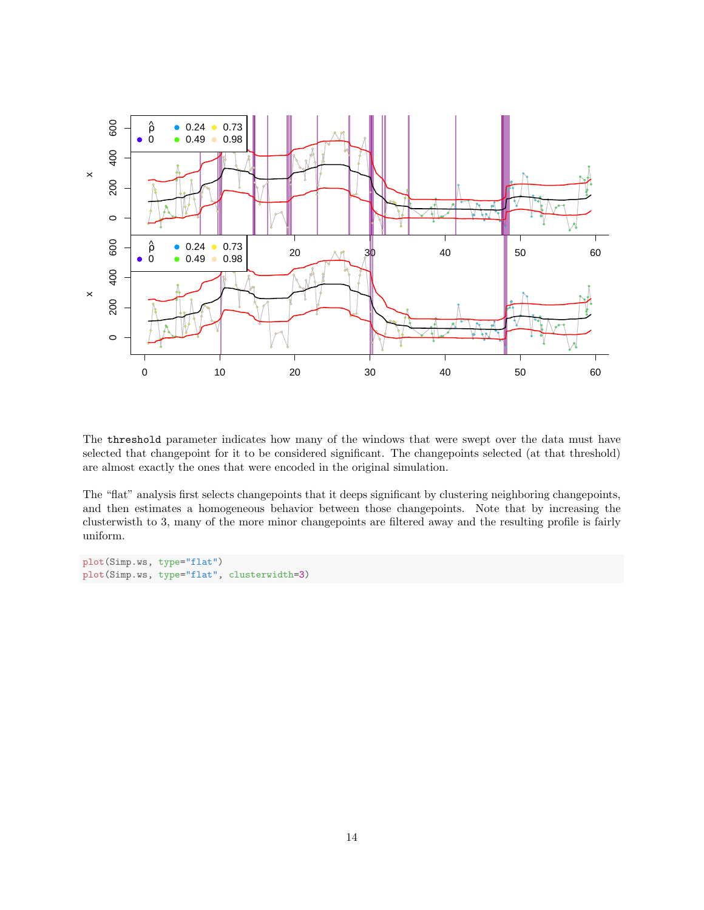The `threshold` parameter indicates how many of the windows that were swept over the data must have selected that changepoint for it to be considered significant. The changepoints selected (at that threshold) are almost exactly the ones that were encoded in the original simulation.

The "flat" analysis first selects changepoints that it deeps significant by clustering neighboring changepoints, and then estimates a homogeneous behavior between those changepoints. Note that by increasing the clusterwisth to 3, many of the more minor changepoints are filtered away and the resulting profile is fairly uniform.

```
plot(Simp.ws, type="flat")
plot(Simp.ws, type="flat", clusterwidth=3)
```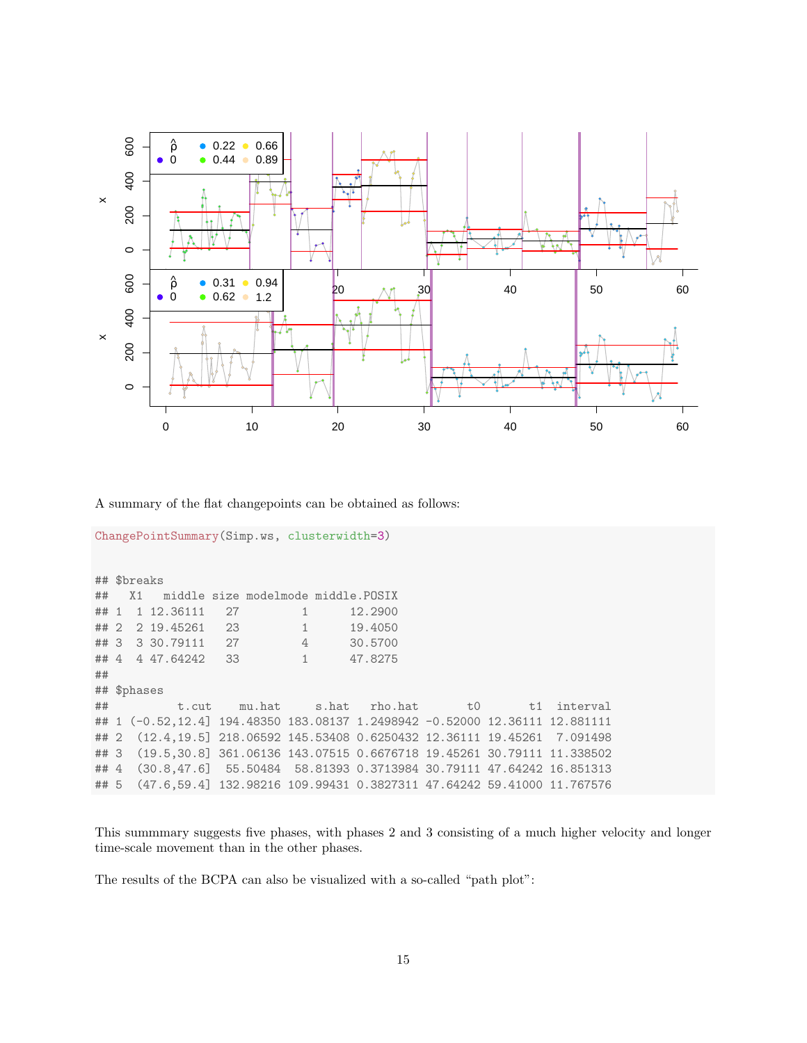A summary of the flat changepoints can be obtained as follows:

```
ChangePointSummary(Simp.ws, clusterwidth=3)
```

```
## $breaks
##   X1   middle size modelmode middle.POSIX
## 1  1 12.36111   27         1      12.2900
## 2  2 19.45261   23         1      19.4050
## 3  3 30.79111   27         4      30.5700
## 4  4 47.64242   33         1      47.8275
##
## $phases
##          t.cut    mu.hat     s.hat   rho.hat       t0       t1  interval
## 1 (-0.52,12.4] 194.48350 183.08137 1.2498942 -0.52000 12.36111 12.881111
## 2  (12.4,19.5] 218.06592 145.53408 0.6250432 12.36111 19.45261  7.091498
## 3  (19.5,30.8] 361.06136 143.07515 0.6676718 19.45261 30.79111 11.338502
## 4  (30.8,47.6]  55.50484  58.81393 0.3713984 30.79111 47.64242 16.851313
## 5  (47.6,59.4] 132.98216 109.99431 0.3827311 47.64242 59.41000 11.767576
```

This summmary suggests five phases, with phases 2 and 3 consisting of a much higher velocity and longer time-scale movement than in the other phases.

The results of the BCPA can also be visualized with a so-called "path plot":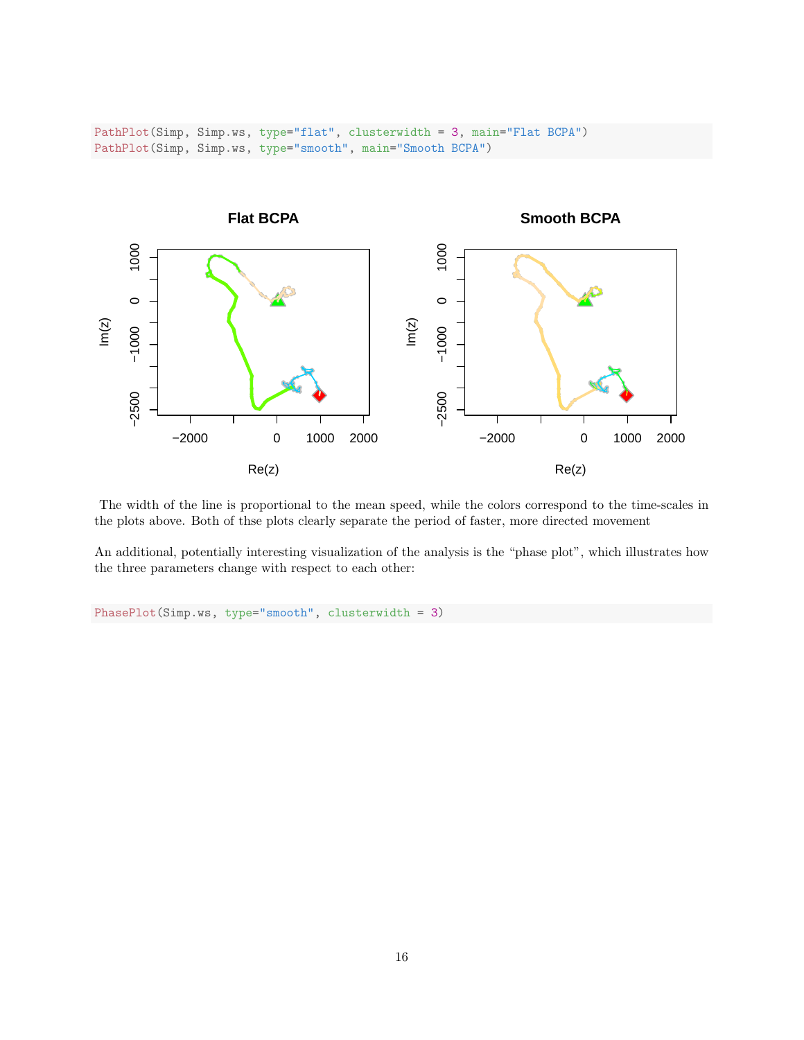```
PathPlot(Simp, Simp.ws, type="flat", clusterwidth = 3, main="Flat BCPA")
PathPlot(Simp, Simp.ws, type="smooth", main="Smooth BCPA")
```

The width of the line is proportional to the mean speed, while the colors correspond to the time-scales in the plots above. Both of thse plots clearly separate the period of faster, more directed movement

An additional, potentially interesting visualization of the analysis is the "phase plot", which illustrates how the three parameters change with respect to each other:

```
PhasePlot(Simp.ws, type="smooth", clusterwidth = 3)
```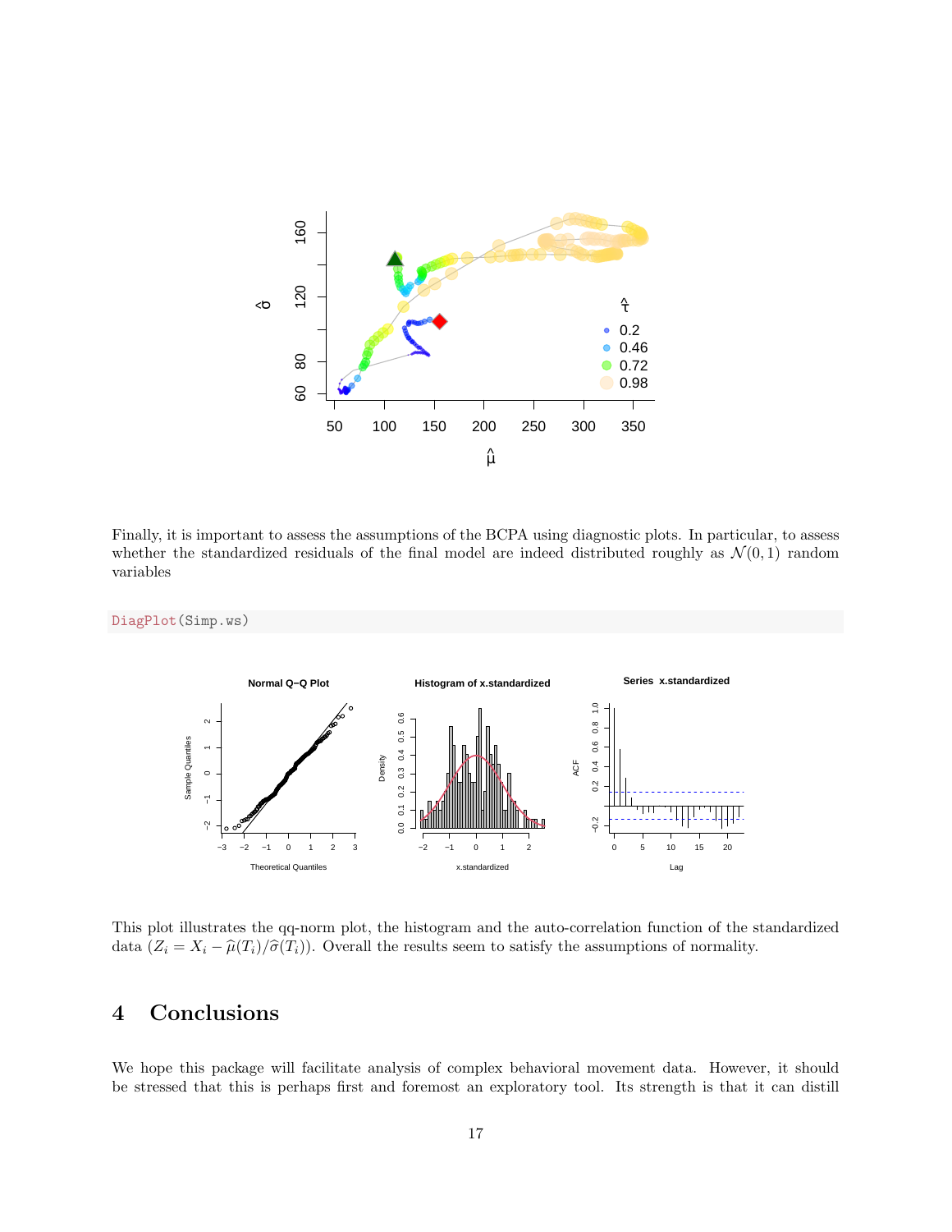Finally, it is important to assess the assumptions of the BCPA using diagnostic plots. In particular, to assess whether the standardized residuals of the final model are indeed distributed roughly as $\mathcal{N}(0, 1)$ random variables

```
DiagPlot(Simp.ws)
```

This plot illustrates the qq-norm plot, the histogram and the auto-correlation function of the standardized data ($Z_i = X_i - \widehat{\mu}(T_i)/\widehat{\sigma}(T_i)$). Overall the results seem to satisfy the assumptions of normality.

## 4 Conclusions

We hope this package will facilitate analysis of complex behavioral movement data. However, it should be stressed that this is perhaps first and foremost an exploratory tool. Its strength is that it can distill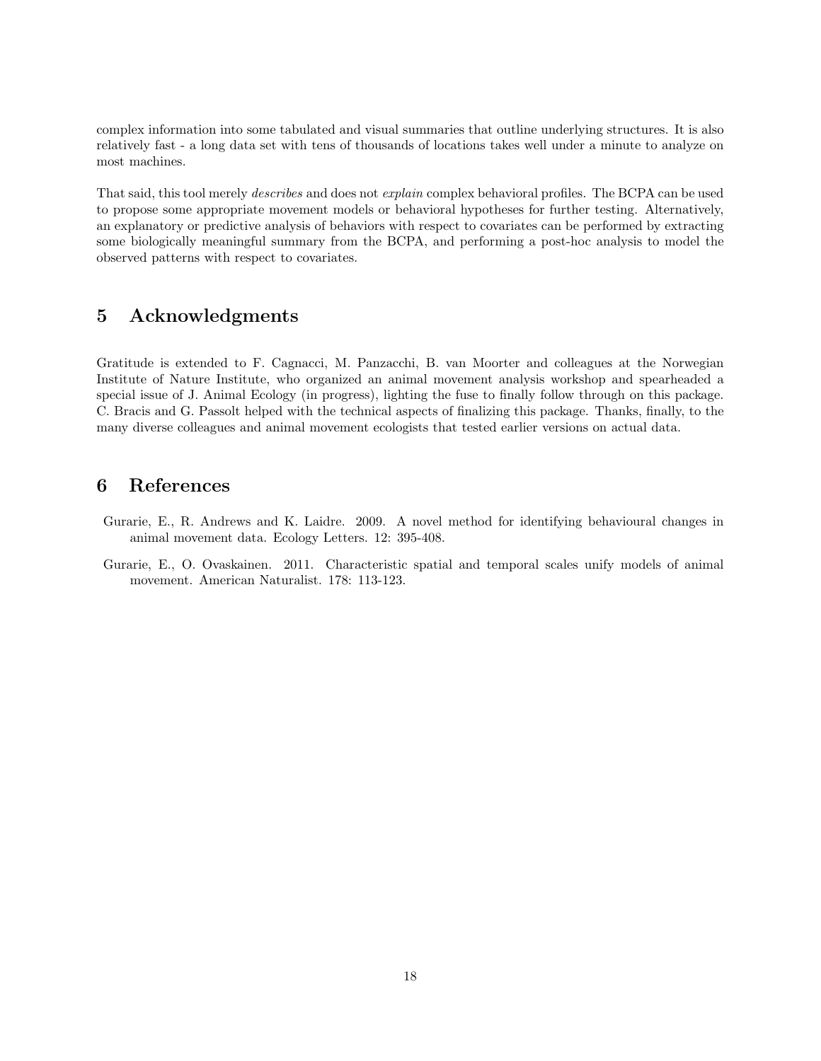complex information into some tabulated and visual summaries that outline underlying structures. It is also relatively fast - a long data set with tens of thousands of locations takes well under a minute to analyze on most machines.

That said, this tool merely *describes* and does not *explain* complex behavioral profiles. The BCPA can be used to propose some appropriate movement models or behavioral hypotheses for further testing. Alternatively, an explanatory or predictive analysis of behaviors with respect to covariates can be performed by extracting some biologically meaningful summary from the BCPA, and performing a post-hoc analysis to model the observed patterns with respect to covariates.

# 5 Acknowledgments

Gratitude is extended to F. Cagnacci, M. Panzacchi, B. van Moorter and colleagues at the Norwegian Institute of Nature Institute, who organized an animal movement analysis workshop and spearheaded a special issue of J. Animal Ecology (in progress), lighting the fuse to finally follow through on this package. C. Bracis and G. Passolt helped with the technical aspects of finalizing this package. Thanks, finally, to the many diverse colleagues and animal movement ecologists that tested earlier versions on actual data.

# 6 References

Gurarie, E., R. Andrews and K. Laidre. 2009. A novel method for identifying behavioural changes in animal movement data. Ecology Letters. 12: 395-408.

Gurarie, E., O. Ovaskainen. 2011. Characteristic spatial and temporal scales unify models of animal movement. American Naturalist. 178: 113-123.